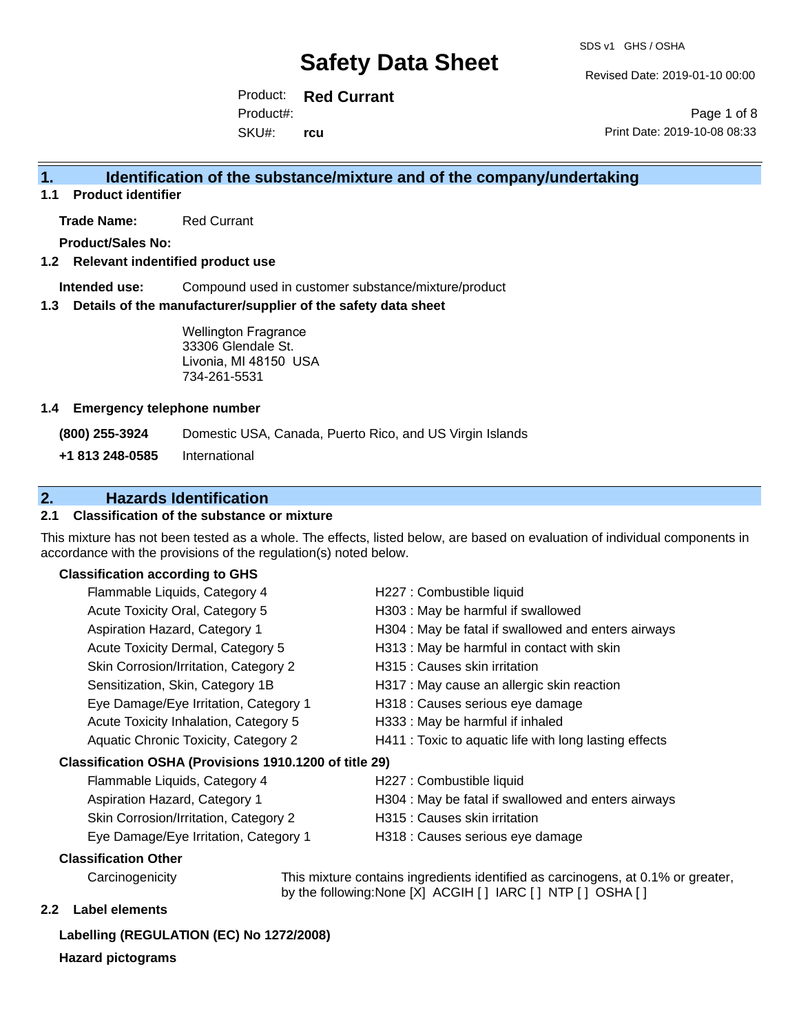# Safety Data Sheet

SDS v1 GHS / OSHA

Revised Date: 2019-01-10 00:00

Product: **Red Currant**

Product#:

SKU#: **rcu**

Print Date: 2019-10-08 08:33

## 1. Identification of the substance/mixture and of the company/undertaking

### 1.1 Product identifier

**Trade Name:** Red Currant

**Product/Sales No:**

### 1.2 Relevant indentified product use

**Intended use:** Compound used in customer substance/mixture/product

### 1.3 Details of the manufacturer/supplier of the safety data sheet

Wellington Fragrance
33306 Glendale St.
Livonia, MI 48150 USA
734-261-5531

### 1.4 Emergency telephone number

**(800) 255-3924** Domestic USA, Canada, Puerto Rico, and US Virgin Islands

**+1 813 248-0585** International

## 2. Hazards Identification

### 2.1 Classification of the substance or mixture

This mixture has not been tested as a whole. The effects, listed below, are based on evaluation of individual components in accordance with the provisions of the regulation(s) noted below.

**Classification according to GHS**

| | |
|---|---|
| Flammable Liquids, Category 4 | H227 : Combustible liquid |
| Acute Toxicity Oral, Category 5 | H303 : May be harmful if swallowed |
| Aspiration Hazard, Category 1 | H304 : May be fatal if swallowed and enters airways |
| Acute Toxicity Dermal, Category 5 | H313 : May be harmful in contact with skin |
| Skin Corrosion/Irritation, Category 2 | H315 : Causes skin irritation |
| Sensitization, Skin, Category 1B | H317 : May cause an allergic skin reaction |
| Eye Damage/Eye Irritation, Category 1 | H318 : Causes serious eye damage |
| Acute Toxicity Inhalation, Category 5 | H333 : May be harmful if inhaled |
| Aquatic Chronic Toxicity, Category 2 | H411 : Toxic to aquatic life with long lasting effects |

**Classification OSHA (Provisions 1910.1200 of title 29)**

| | |
|---|---|
| Flammable Liquids, Category 4 | H227 : Combustible liquid |
| Aspiration Hazard, Category 1 | H304 : May be fatal if swallowed and enters airways |
| Skin Corrosion/Irritation, Category 2 | H315 : Causes skin irritation |
| Eye Damage/Eye Irritation, Category 1 | H318 : Causes serious eye damage |

**Classification Other**

Carcinogenicity: This mixture contains ingredients identified as carcinogens, at 0.1% or greater, by the following:None [X] ACGIH [ ] IARC [ ] NTP [ ] OSHA [ ]

### 2.2 Label elements

**Labelling (REGULATION (EC) No 1272/2008)**

**Hazard pictograms**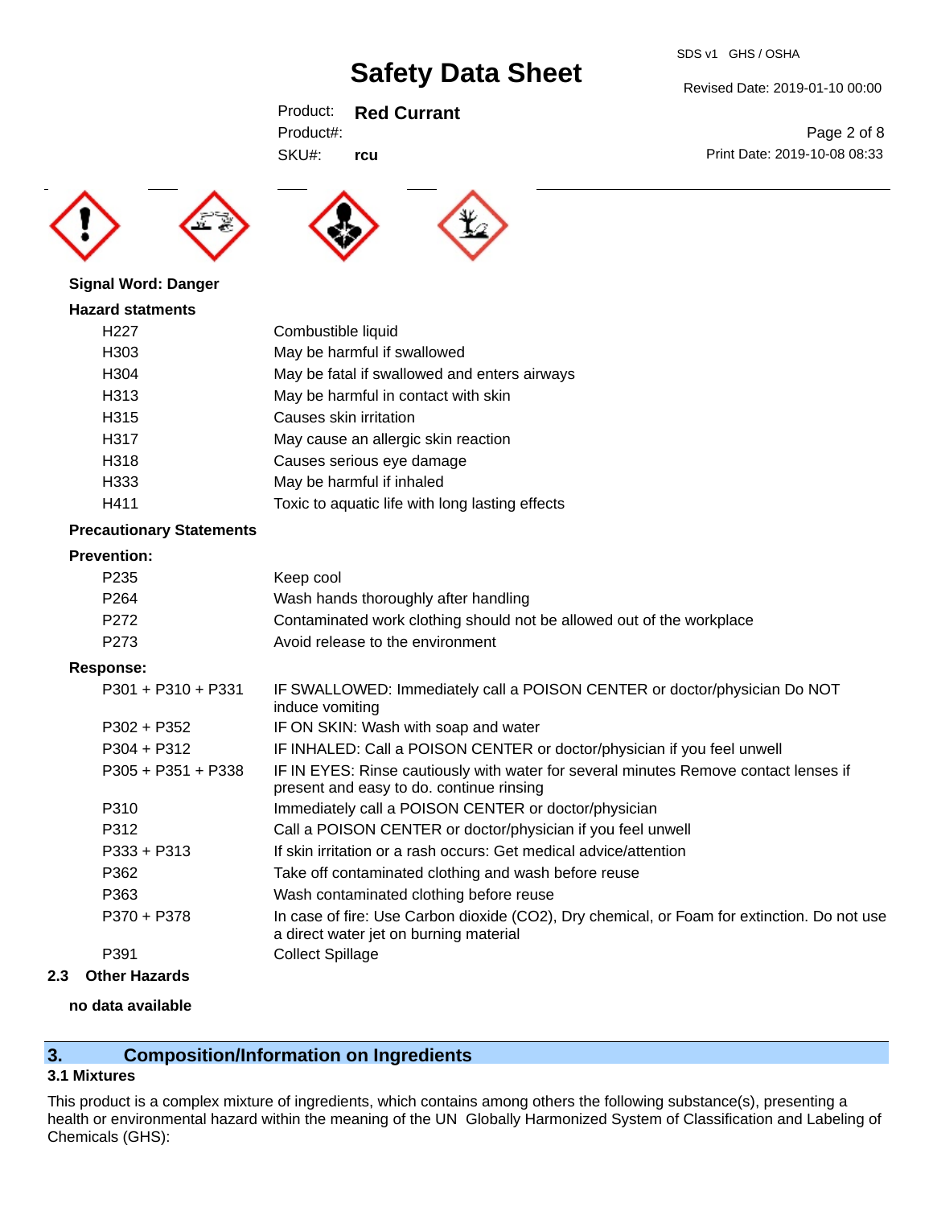**Signal Word: Danger**

**Hazard statments**

| | |
|---|---|
| H227 | Combustible liquid |
| H303 | May be harmful if swallowed |
| H304 | May be fatal if swallowed and enters airways |
| H313 | May be harmful in contact with skin |
| H315 | Causes skin irritation |
| H317 | May cause an allergic skin reaction |
| H318 | Causes serious eye damage |
| H333 | May be harmful if inhaled |
| H411 | Toxic to aquatic life with long lasting effects |

**Precautionary Statements**

**Prevention:**

| | |
|---|---|
| P235 | Keep cool |
| P264 | Wash hands thoroughly after handling |
| P272 | Contaminated work clothing should not be allowed out of the workplace |
| P273 | Avoid release to the environment |

**Response:**

| | |
|---|---|
| P301 + P310 + P331 | IF SWALLOWED: Immediately call a POISON CENTER or doctor/physician Do NOT induce vomiting |
| P302 + P352 | IF ON SKIN: Wash with soap and water |
| P304 + P312 | IF INHALED: Call a POISON CENTER or doctor/physician if you feel unwell |
| P305 + P351 + P338 | IF IN EYES: Rinse cautiously with water for several minutes Remove contact lenses if present and easy to do. continue rinsing |
| P310 | Immediately call a POISON CENTER or doctor/physician |
| P312 | Call a POISON CENTER or doctor/physician if you feel unwell |
| P333 + P313 | If skin irritation or a rash occurs: Get medical advice/attention |
| P362 | Take off contaminated clothing and wash before reuse |
| P363 | Wash contaminated clothing before reuse |
| P370 + P378 | In case of fire: Use Carbon dioxide ($CO_2$), Dry chemical, or Foam for extinction. Do not use a direct water jet on burning material |
| P391 | Collect Spillage |

### 2.3 Other Hazards

**no data available**

## 3. Composition/Information on Ingredients

### 3.1 Mixtures

This product is a complex mixture of ingredients, which contains among others the following substance(s), presenting a health or environmental hazard within the meaning of the UN Globally Harmonized System of Classification and Labeling of Chemicals (GHS):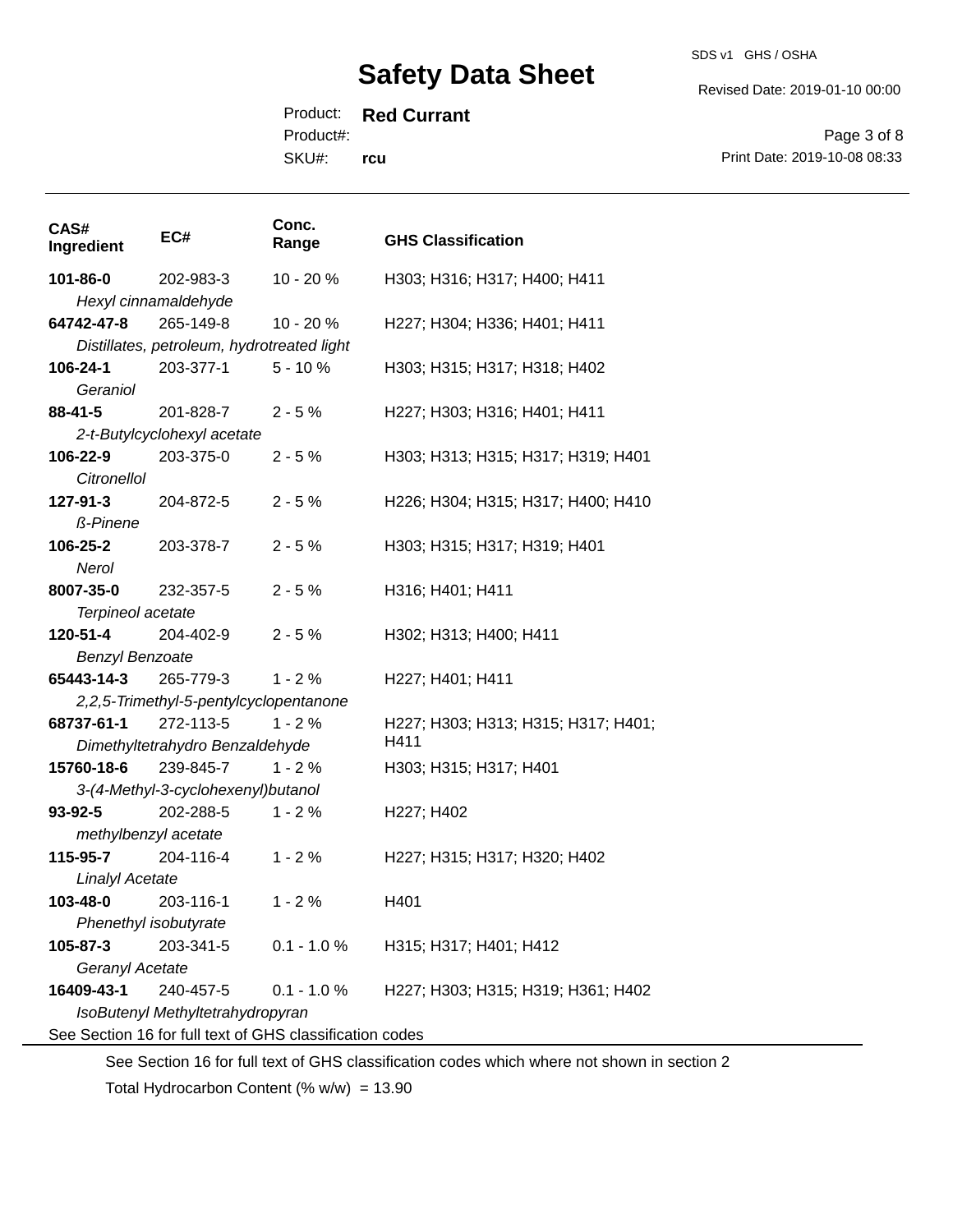| CAS# Ingredient | EC# | Conc. Range | GHS Classification |
|---|---|---|---|
| **101-86-0** *Hexyl cinnamaldehyde* | 202-983-3 | 10 - 20 % | H303; H316; H317; H400; H411 |
| **64742-47-8** *Distillates, petroleum, hydrotreated light* | 265-149-8 | 10 - 20 % | H227; H304; H336; H401; H411 |
| **106-24-1** *Geraniol* | 203-377-1 | 5 - 10 % | H303; H315; H317; H318; H402 |
| **88-41-5** *2-t-Butylcyclohexyl acetate* | 201-828-7 | 2 - 5 % | H227; H303; H316; H401; H411 |
| **106-22-9** *Citronellol* | 203-375-0 | 2 - 5 % | H303; H313; H315; H317; H319; H401 |
| **127-91-3** *ß-Pinene* | 204-872-5 | 2 - 5 % | H226; H304; H315; H317; H400; H410 |
| **106-25-2** *Nerol* | 203-378-7 | 2 - 5 % | H303; H315; H317; H319; H401 |
| **8007-35-0** *Terpineol acetate* | 232-357-5 | 2 - 5 % | H316; H401; H411 |
| **120-51-4** *Benzyl Benzoate* | 204-402-9 | 2 - 5 % | H302; H313; H400; H411 |
| **65443-14-3** *2,2,5-Trimethyl-5-pentylcyclopentanone* | 265-779-3 | 1 - 2 % | H227; H401; H411 |
| **68737-61-1** *Dimethyltetrahydro Benzaldehyde* | 272-113-5 | 1 - 2 % | H227; H303; H313; H315; H317; H401; H411 |
| **15760-18-6** *3-(4-Methyl-3-cyclohexenyl)butanol* | 239-845-7 | 1 - 2 % | H303; H315; H317; H401 |
| **93-92-5** *methylbenzyl acetate* | 202-288-5 | 1 - 2 % | H227; H402 |
| **115-95-7** *Linalyl Acetate* | 204-116-4 | 1 - 2 % | H227; H315; H317; H320; H402 |
| **103-48-0** *Phenethyl isobutyrate* | 203-116-1 | 1 - 2 % | H401 |
| **105-87-3** *Geranyl Acetate* | 203-341-5 | 0.1 - 1.0 % | H315; H317; H401; H412 |
| **16409-43-1** *IsoButenyl Methyltetrahydropyran* | 240-457-5 | 0.1 - 1.0 % | H227; H303; H315; H319; H361; H402 |

See Section 16 for full text of GHS classification codes

See Section 16 for full text of GHS classification codes which where not shown in section 2

Total Hydrocarbon Content (% w/w) = 13.90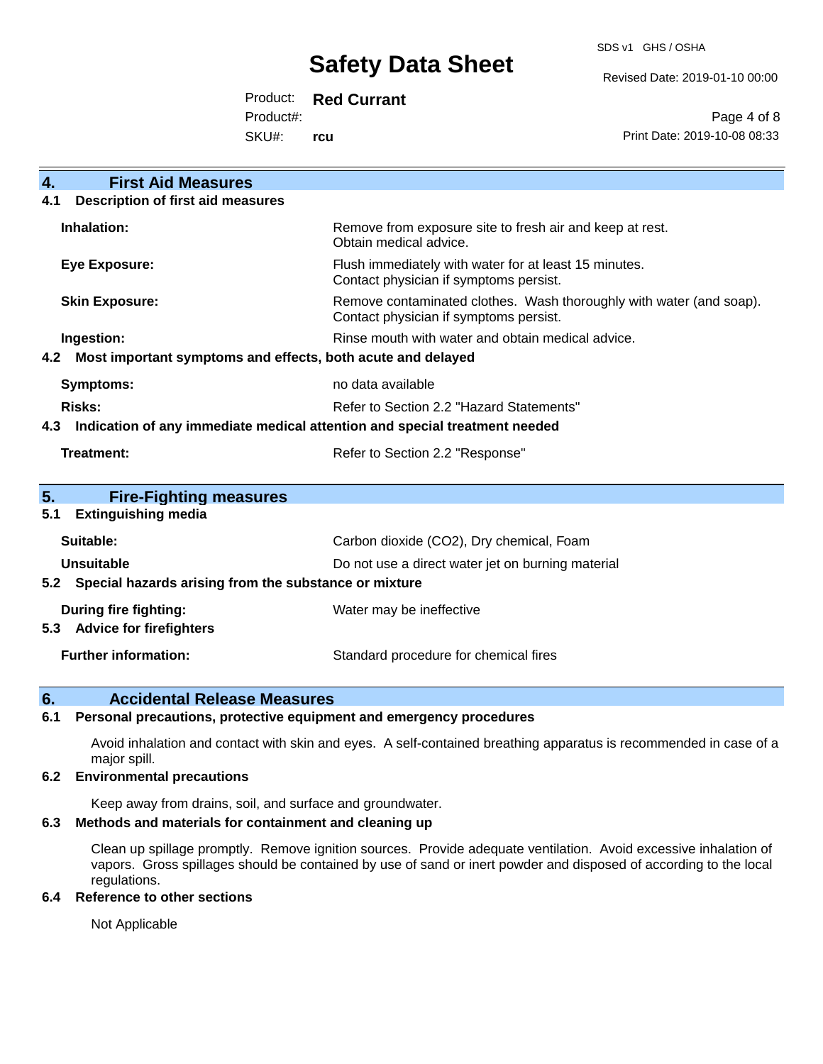## 4. First Aid Measures

### 4.1 Description of first aid measures

| | |
|---|---|
| **Inhalation:** | Remove from exposure site to fresh air and keep at rest. Obtain medical advice. |
| **Eye Exposure:** | Flush immediately with water for at least 15 minutes. Contact physician if symptoms persist. |
| **Skin Exposure:** | Remove contaminated clothes. Wash thoroughly with water (and soap). Contact physician if symptoms persist. |
| **Ingestion:** | Rinse mouth with water and obtain medical advice. |

### 4.2 Most important symptoms and effects, both acute and delayed

| | |
|---|---|
| **Symptoms:** | no data available |
| **Risks:** | Refer to Section 2.2 "Hazard Statements" |

### 4.3 Indication of any immediate medical attention and special treatment needed

| | |
|---|---|
| **Treatment:** | Refer to Section 2.2 "Response" |

## 5. Fire-Fighting measures

### 5.1 Extinguishing media

| | |
|---|---|
| **Suitable:** | Carbon dioxide ($CO_2$), Dry chemical, Foam |
| **Unsuitable** | Do not use a direct water jet on burning material |

### 5.2 Special hazards arising from the substance or mixture

| | |
|---|---|
| **During fire fighting:** | Water may be ineffective |

### 5.3 Advice for firefighters

| | |
|---|---|
| **Further information:** | Standard procedure for chemical fires |

## 6. Accidental Release Measures

### 6.1 Personal precautions, protective equipment and emergency procedures

Avoid inhalation and contact with skin and eyes. A self-contained breathing apparatus is recommended in case of a major spill.

### 6.2 Environmental precautions

Keep away from drains, soil, and surface and groundwater.

### 6.3 Methods and materials for containment and cleaning up

Clean up spillage promptly. Remove ignition sources. Provide adequate ventilation. Avoid excessive inhalation of vapors. Gross spillages should be contained by use of sand or inert powder and disposed of according to the local regulations.

### 6.4 Reference to other sections

Not Applicable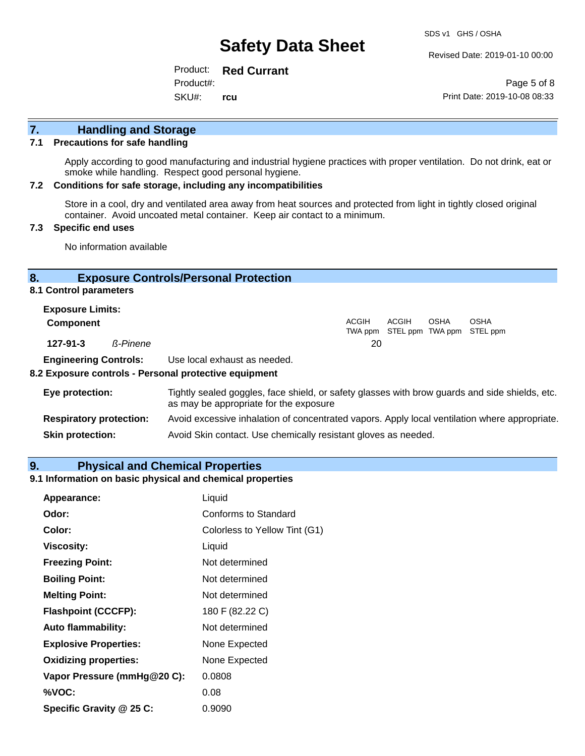## 7. Handling and Storage

### 7.1 Precautions for safe handling

Apply according to good manufacturing and industrial hygiene practices with proper ventilation. Do not drink, eat or smoke while handling. Respect good personal hygiene.

### 7.2 Conditions for safe storage, including any incompatibilities

Store in a cool, dry and ventilated area away from heat sources and protected from light in tightly closed original container. Avoid uncoated metal container. Keep air contact to a minimum.

### 7.3 Specific end uses

No information available

## 8. Exposure Controls/Personal Protection

### 8.1 Control parameters

**Exposure Limits:**

| Component | | ACGIH TWA ppm | ACGIH STEL ppm | OSHA TWA ppm | OSHA STEL ppm |
|---|---|---|---|---|---|
| 127-91-3 | *ß-Pinene* | 20 | | | |

**Engineering Controls:** Use local exhaust as needed.

### 8.2 Exposure controls - Personal protective equipment

**Eye protection:** Tightly sealed goggles, face shield, or safety glasses with brow guards and side shields, etc. as may be appropriate for the exposure

**Respiratory protection:** Avoid excessive inhalation of concentrated vapors. Apply local ventilation where appropriate.

**Skin protection:** Avoid Skin contact. Use chemically resistant gloves as needed.

## 9. Physical and Chemical Properties

### 9.1 Information on basic physical and chemical properties

| | |
|---|---|
| **Appearance:** | Liquid |
| **Odor:** | Conforms to Standard |
| **Color:** | Colorless to Yellow Tint (G1) |
| **Viscosity:** | Liquid |
| **Freezing Point:** | Not determined |
| **Boiling Point:** | Not determined |
| **Melting Point:** | Not determined |
| **Flashpoint (CCCFP):** | 180 F (82.22 C) |
| **Auto flammability:** | Not determined |
| **Explosive Properties:** | None Expected |
| **Oxidizing properties:** | None Expected |
| **Vapor Pressure (mmHg@20 C):** | 0.0808 |
| **%VOC:** | 0.08 |
| **Specific Gravity @ 25 C:** | 0.9090 |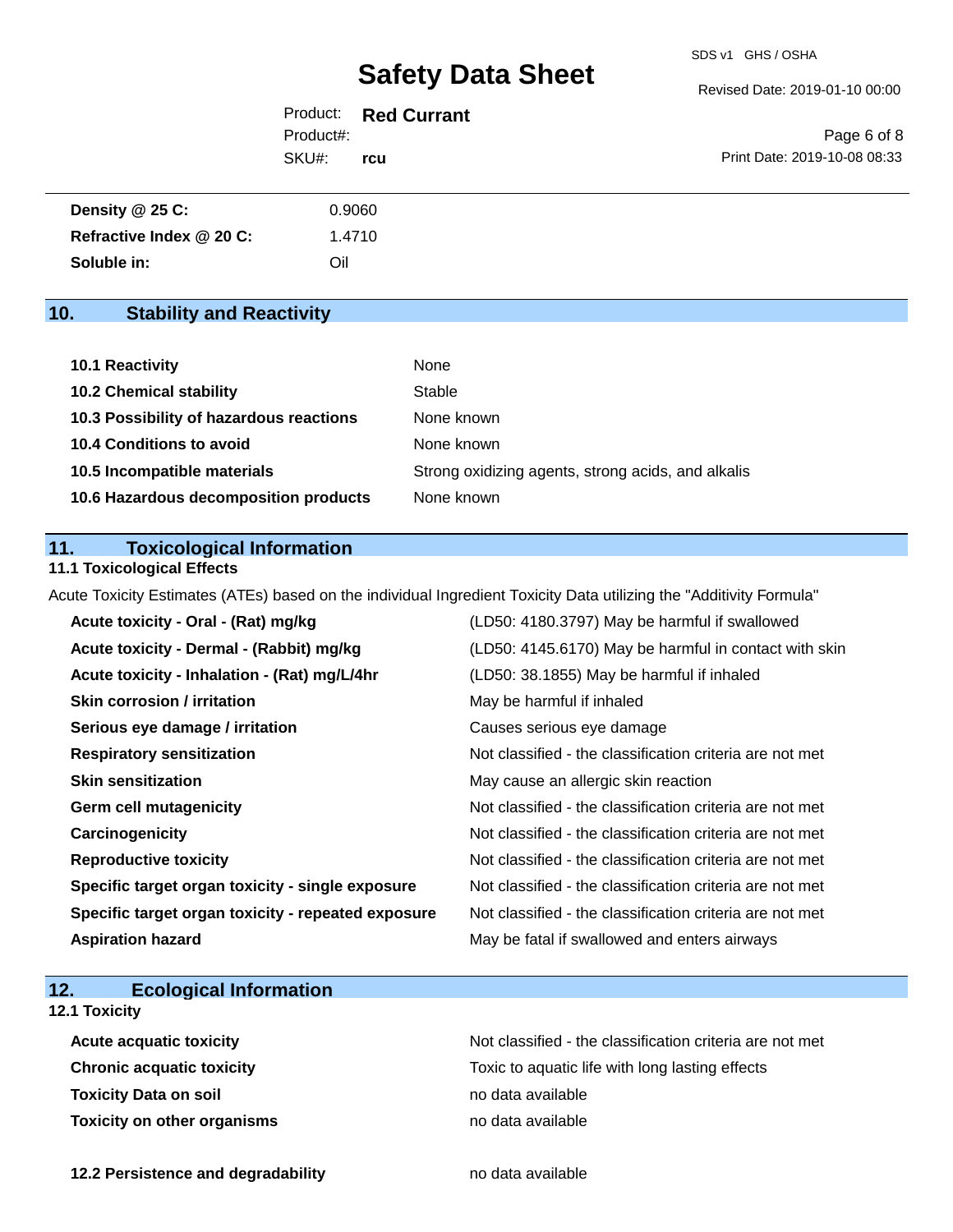| | |
|---|---|
| **Density @ 25 C:** | 0.9060 |
| **Refractive Index @ 20 C:** | 1.4710 |
| **Soluble in:** | Oil |

## 10. Stability and Reactivity

| | |
|---|---|
| **10.1 Reactivity** | None |
| **10.2 Chemical stability** | Stable |
| **10.3 Possibility of hazardous reactions** | None known |
| **10.4 Conditions to avoid** | None known |
| **10.5 Incompatible materials** | Strong oxidizing agents, strong acids, and alkalis |
| **10.6 Hazardous decomposition products** | None known |

## 11. Toxicological Information

### 11.1 Toxicological Effects

Acute Toxicity Estimates (ATEs) based on the individual Ingredient Toxicity Data utilizing the "Additivity Formula"

| | |
|---|---|
| **Acute toxicity - Oral - (Rat) mg/kg** | (LD50: 4180.3797) May be harmful if swallowed |
| **Acute toxicity - Dermal - (Rabbit) mg/kg** | (LD50: 4145.6170) May be harmful in contact with skin |
| **Acute toxicity - Inhalation - (Rat) mg/L/4hr** | (LD50: 38.1855) May be harmful if inhaled |
| **Skin corrosion / irritation** | May be harmful if inhaled |
| **Serious eye damage / irritation** | Causes serious eye damage |
| **Respiratory sensitization** | Not classified - the classification criteria are not met |
| **Skin sensitization** | May cause an allergic skin reaction |
| **Germ cell mutagenicity** | Not classified - the classification criteria are not met |
| **Carcinogenicity** | Not classified - the classification criteria are not met |
| **Reproductive toxicity** | Not classified - the classification criteria are not met |
| **Specific target organ toxicity - single exposure** | Not classified - the classification criteria are not met |
| **Specific target organ toxicity - repeated exposure** | Not classified - the classification criteria are not met |
| **Aspiration hazard** | May be fatal if swallowed and enters airways |

## 12. Ecological Information

### 12.1 Toxicity

| | |
|---|---|
| **Acute acquatic toxicity** | Not classified - the classification criteria are not met |
| **Chronic acquatic toxicity** | Toxic to aquatic life with long lasting effects |
| **Toxicity Data on soil** | no data available |
| **Toxicity on other organisms** | no data available |

| | |
|---|---|
| **12.2 Persistence and degradability** | no data available |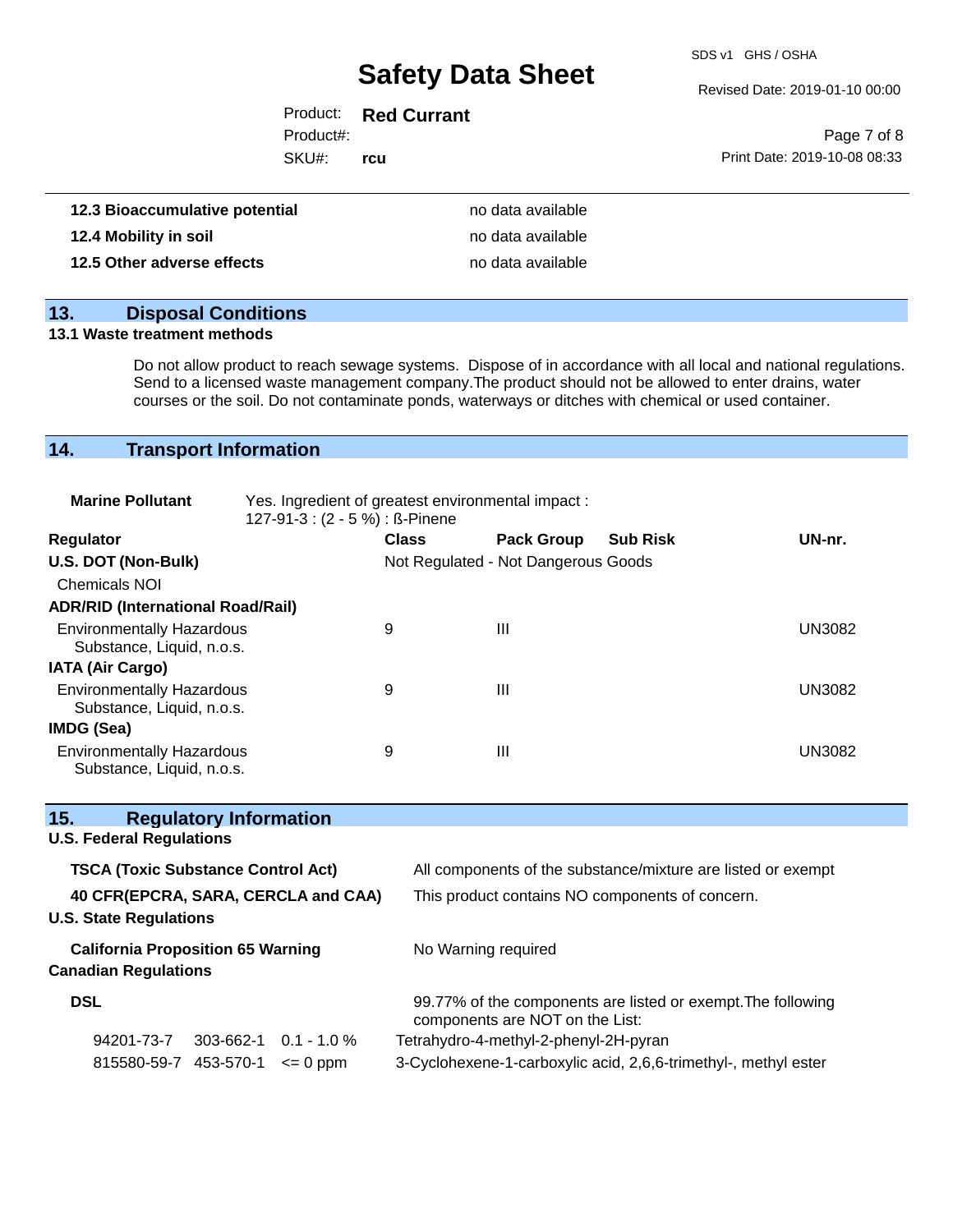| | |
|---|---|
| **12.3 Bioaccumulative potential** | no data available |
| **12.4 Mobility in soil** | no data available |
| **12.5 Other adverse effects** | no data available |

## 13. Disposal Conditions

### 13.1 Waste treatment methods

Do not allow product to reach sewage systems. Dispose of in accordance with all local and national regulations. Send to a licensed waste management company.The product should not be allowed to enter drains, water courses or the soil. Do not contaminate ponds, waterways or ditches with chemical or used container.

## 14. Transport Information

**Marine Pollutant** Yes. Ingredient of greatest environmental impact : 127-91-3 : (2 - 5 %) : ß-Pinene

| Regulator | Class | Pack Group | Sub Risk | UN-nr. |
|---|---|---|---|---|
| **U.S. DOT (Non-Bulk)** | Not Regulated - Not Dangerous Goods | | | |
| Chemicals NOI | | | | |
| **ADR/RID (International Road/Rail)** | | | | |
| Environmentally Hazardous Substance, Liquid, n.o.s. | 9 | III | | UN3082 |
| **IATA (Air Cargo)** | | | | |
| Environmentally Hazardous Substance, Liquid, n.o.s. | 9 | III | | UN3082 |
| **IMDG (Sea)** | | | | |
| Environmentally Hazardous Substance, Liquid, n.o.s. | 9 | III | | UN3082 |

## 15. Regulatory Information

**U.S. Federal Regulations**

| | |
|---|---|
| **TSCA (Toxic Substance Control Act)** | All components of the substance/mixture are listed or exempt |
| **40 CFR(EPCRA, SARA, CERCLA and CAA)** | This product contains NO components of concern. |

**U.S. State Regulations**

| | |
|---|---|
| **California Proposition 65 Warning** | No Warning required |

**Canadian Regulations**

**DSL** 99.77% of the components are listed or exempt.The following components are NOT on the List:

| | | | |
|---|---|---|---|
| 94201-73-7 | 303-662-1 | 0.1 - 1.0 % | Tetrahydro-4-methyl-2-phenyl-2H-pyran |
| 815580-59-7 | 453-570-1 | <= 0 ppm | 3-Cyclohexene-1-carboxylic acid, 2,6,6-trimethyl-, methyl ester |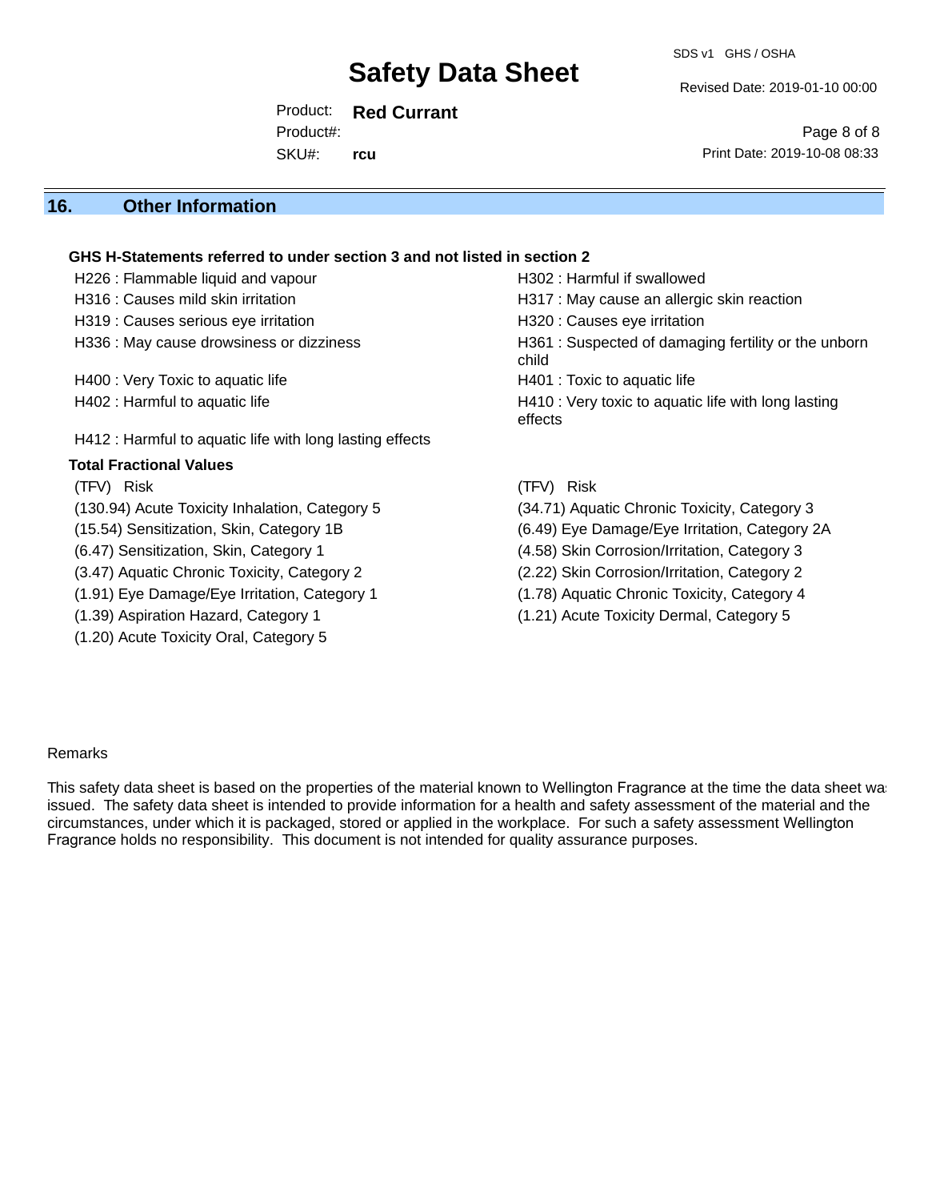## 16. Other Information

**GHS H-Statements referred to under section 3 and not listed in section 2**

H226 : Flammable liquid and vapour

H302 : Harmful if swallowed

H316 : Causes mild skin irritation

H317 : May cause an allergic skin reaction

H319 : Causes serious eye irritation

H320 : Causes eye irritation

H336 : May cause drowsiness or dizziness

H361 : Suspected of damaging fertility or the unborn child

H400 : Very Toxic to aquatic life

H401 : Toxic to aquatic life

H402 : Harmful to aquatic life

H410 : Very toxic to aquatic life with long lasting effects

H412 : Harmful to aquatic life with long lasting effects

**Total Fractional Values**

| (TFV) Risk | (TFV) Risk |
|---|---|
| (130.94) Acute Toxicity Inhalation, Category 5 | (34.71) Aquatic Chronic Toxicity, Category 3 |
| (15.54) Sensitization, Skin, Category 1B | (6.49) Eye Damage/Eye Irritation, Category 2A |
| (6.47) Sensitization, Skin, Category 1 | (4.58) Skin Corrosion/Irritation, Category 3 |
| (3.47) Aquatic Chronic Toxicity, Category 2 | (2.22) Skin Corrosion/Irritation, Category 2 |
| (1.91) Eye Damage/Eye Irritation, Category 1 | (1.78) Aquatic Chronic Toxicity, Category 4 |
| (1.39) Aspiration Hazard, Category 1 | (1.21) Acute Toxicity Dermal, Category 5 |
| (1.20) Acute Toxicity Oral, Category 5 | |

Remarks

This safety data sheet is based on the properties of the material known to Wellington Fragrance at the time the data sheet was issued. The safety data sheet is intended to provide information for a health and safety assessment of the material and the circumstances, under which it is packaged, stored or applied in the workplace. For such a safety assessment Wellington Fragrance holds no responsibility. This document is not intended for quality assurance purposes.